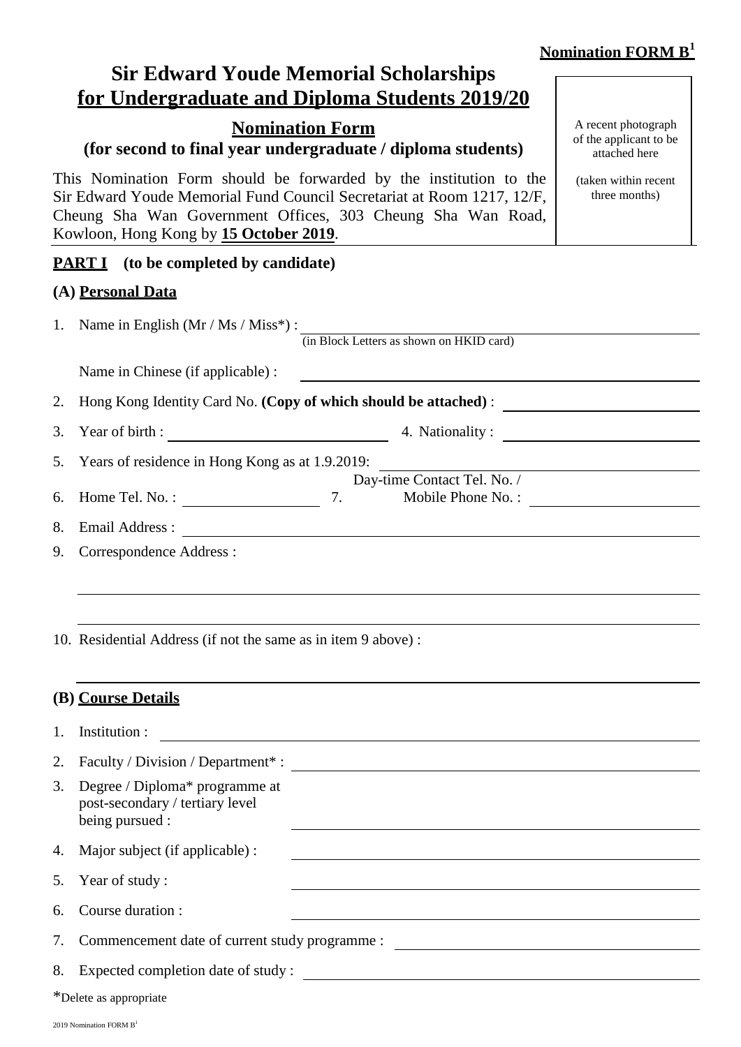**Nomination FORM B**[1]

# Sir Edward Youde Memorial Scholarships for Undergraduate and Diploma Students 2019/20

## Nomination Form

### (for second to final year undergraduate / diploma students)

This Nomination Form should be forwarded by the institution to the Sir Edward Youde Memorial Fund Council Secretariat at Room 1217, 12/F, Cheung Sha Wan Government Offices, 303 Cheung Sha Wan Road, Kowloon, Hong Kong by **15 October 2019**.

A recent photograph of the applicant to be attached here

(taken within recent three months)

## PART I (to be completed by candidate)

### (A) Personal Data

1. Name in English (Mr / Ms / Miss*) : ______________________
   (in Block Letters as shown on HKID card)

   Name in Chinese (if applicable) : ______________________

2. Hong Kong Identity Card No. **(Copy of which should be attached)** : ______________________

3. Year of birth : ______________________ 4. Nationality : ______________________

5. Years of residence in Hong Kong as at 1.9.2019: ______________________

6. Home Tel. No. : ______________________ 7. Day-time Contact Tel. No. / Mobile Phone No. : ______________________

8. Email Address : ______________________

9. Correspondence Address :

   ______________________

   ______________________

10. Residential Address (if not the same as in item 9 above) :

    ______________________

### (B) Course Details

1. Institution : ______________________
2. Faculty / Division / Department* : ______________________
3. Degree / Diploma* programme at post-secondary / tertiary level being pursued : ______________________
4. Major subject (if applicable) : ______________________
5. Year of study : ______________________
6. Course duration : ______________________
7. Commencement date of current study programme : ______________________
8. Expected completion date of study : ______________________

*Delete as appropriate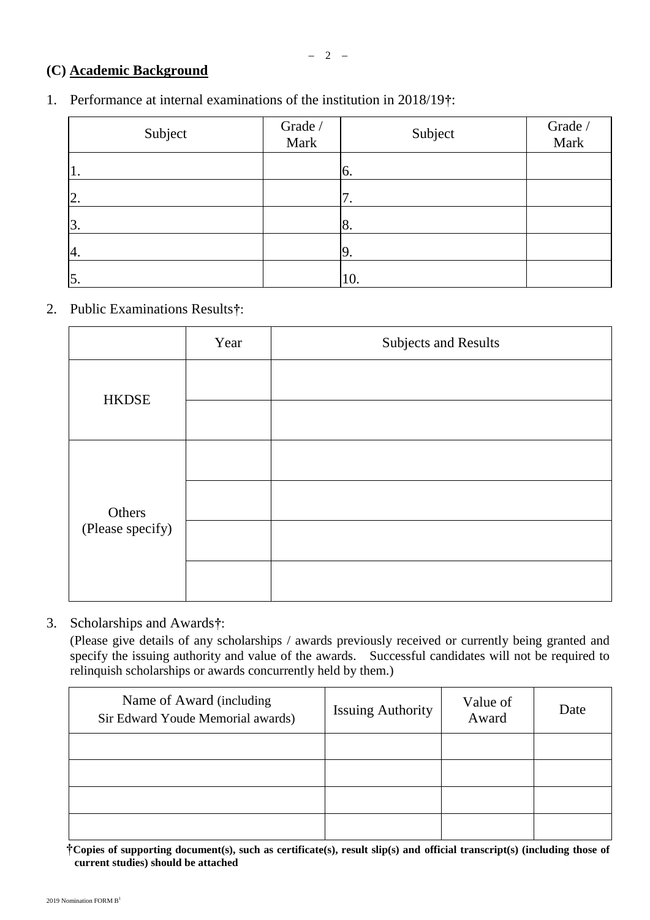## (C) Academic Background

1. Performance at internal examinations of the institution in 2018/19†:

| Subject | Grade / Mark | Subject | Grade / Mark |
|---|---|---|---|
| 1. | | 6. | |
| 2. | | 7. | |
| 3. | | 8. | |
| 4. | | 9. | |
| 5. | | 10. | |

2. Public Examinations Results†:

| | Year | Subjects and Results |
|---|---|---|
| HKDSE | | |
| | | |
| Others (Please specify) | | |
| | | |
| | | |
| | | |

3. Scholarships and Awards†:

(Please give details of any scholarships / awards previously received or currently being granted and specify the issuing authority and value of the awards. Successful candidates will not be required to relinquish scholarships or awards concurrently held by them.)

| Name of Award (including Sir Edward Youde Memorial awards) | Issuing Authority | Value of Award | Date |
|---|---|---|---|
| | | | |
| | | | |
| | | | |
| | | | |

**†Copies of supporting document(s), such as certificate(s), result slip(s) and official transcript(s) (including those of current studies) should be attached**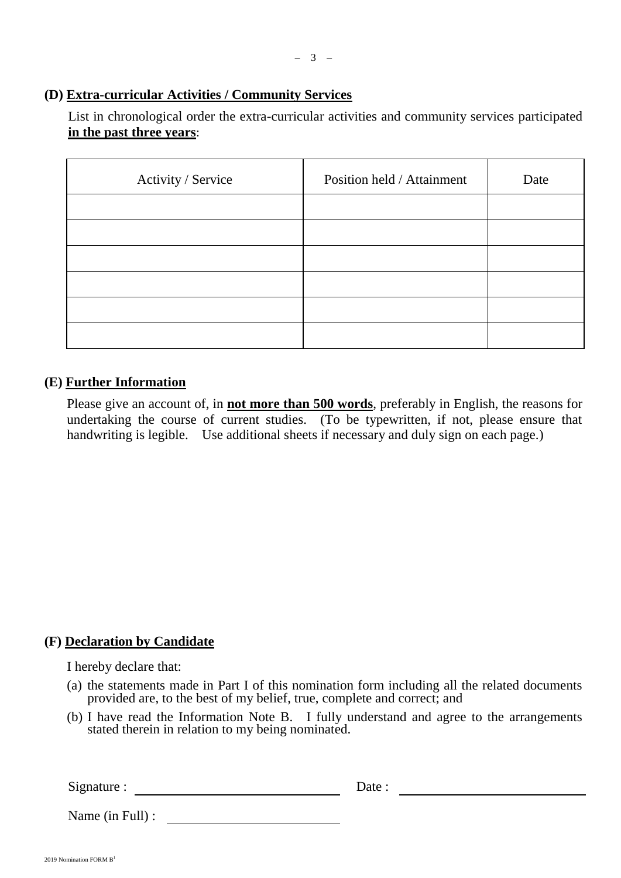### (D) Extra-curricular Activities / Community Services

List in chronological order the extra-curricular activities and community services participated **in the past three years**:

| Activity / Service | Position held / Attainment | Date |
| --- | --- | --- |
| | | |
| | | |
| | | |
| | | |
| | | |
| | | |

### (E) Further Information

Please give an account of, in **not more than 500 words**, preferably in English, the reasons for undertaking the course of current studies. (To be typewritten, if not, please ensure that handwriting is legible. Use additional sheets if necessary and duly sign on each page.)

### (F) Declaration by Candidate

I hereby declare that:

(a) the statements made in Part I of this nomination form including all the related documents provided are, to the best of my belief, true, complete and correct; and

(b) I have read the Information Note B. I fully understand and agree to the arrangements stated therein in relation to my being nominated.

Signature : ______________________ Date : ______________________

Name (in Full) : ______________________

2019 Nomination FORM B[1]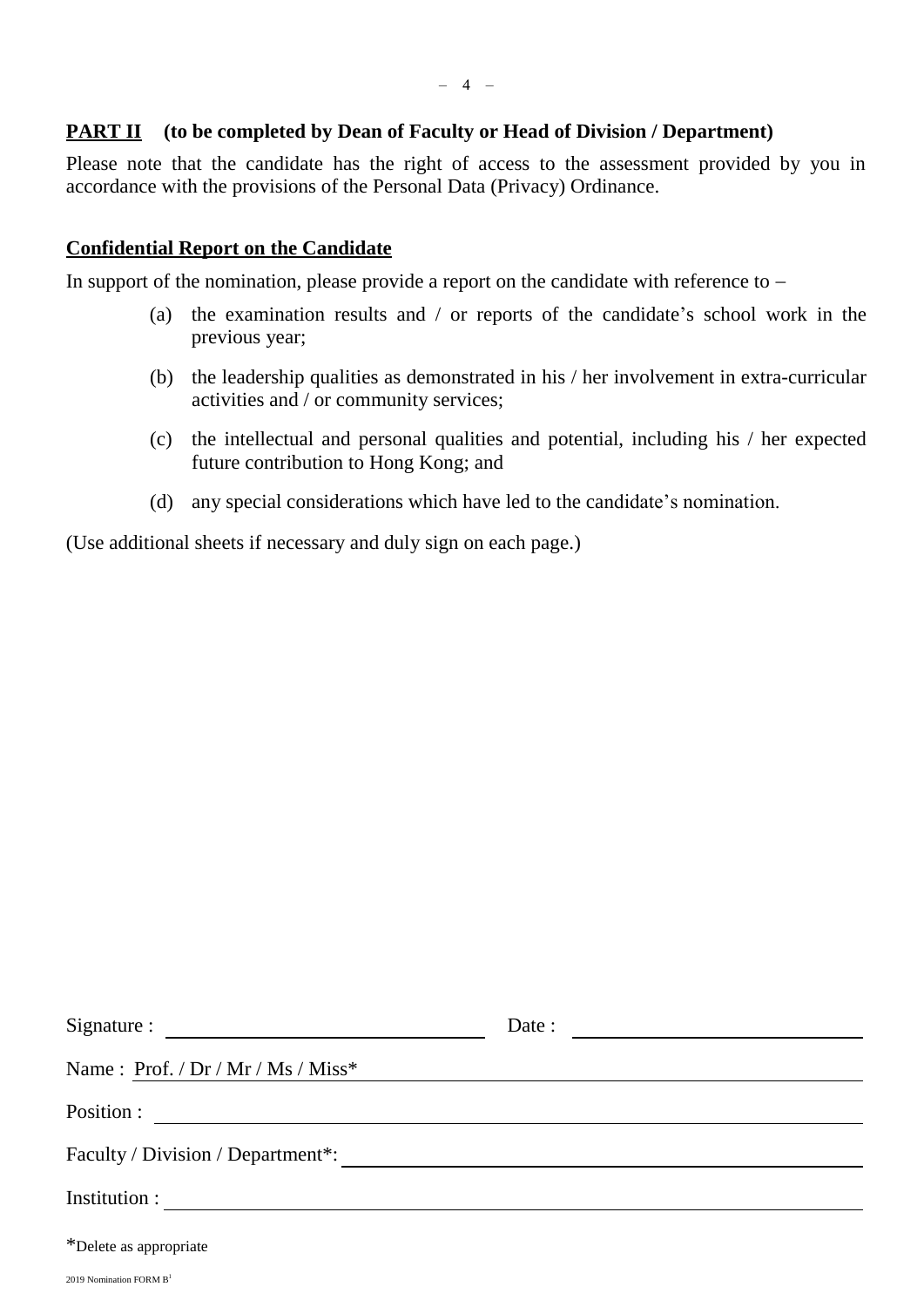## **PART II** (to be completed by Dean of Faculty or Head of Division / Department)

Please note that the candidate has the right of access to the assessment provided by you in accordance with the provisions of the Personal Data (Privacy) Ordinance.

### **Confidential Report on the Candidate**

In support of the nomination, please provide a report on the candidate with reference to –

(a) the examination results and / or reports of the candidate's school work in the previous year;

(b) the leadership qualities as demonstrated in his / her involvement in extra-curricular activities and / or community services;

(c) the intellectual and personal qualities and potential, including his / her expected future contribution to Hong Kong; and

(d) any special considerations which have led to the candidate's nomination.

(Use additional sheets if necessary and duly sign on each page.)

Signature : ______________________ Date : ______________________

Name : Prof. / Dr / Mr / Ms / Miss* ______________________

Position : ______________________

Faculty / Division / Department*: ______________________

Institution : ______________________

*Delete as appropriate

2019 Nomination FORM B[1]